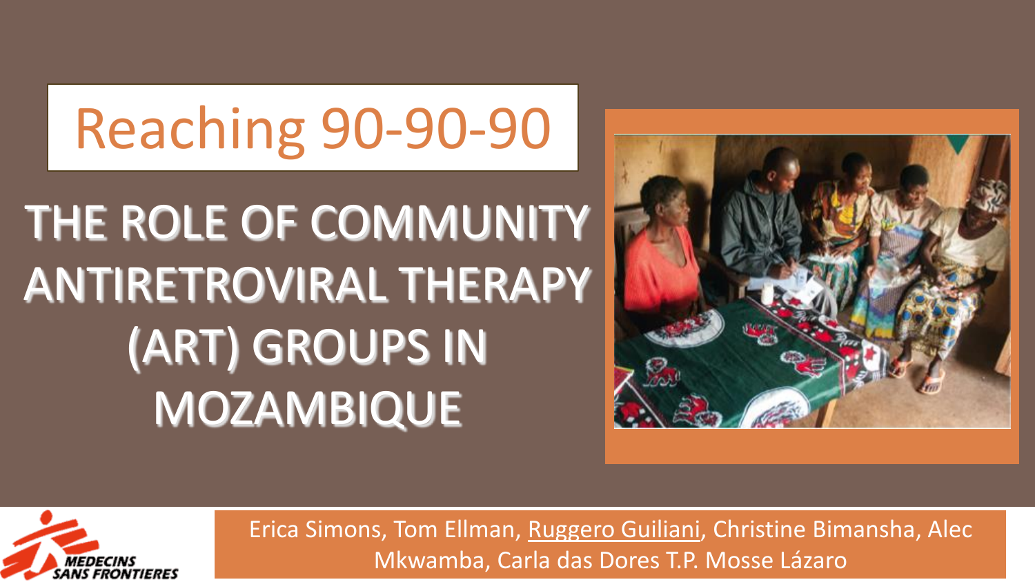# Reaching 90-90-90

## THE ROLE OF COMMUNITY ANTIRETROVIRAL THERAPY (ART) GROUPS IN MOZAMBIQUE

Erica Simons, Tom Ellman, Ruggero Guiliani, Christine Bimansha, Alec Mkwamba, Carla das Dores T.P. Mosse Lázaro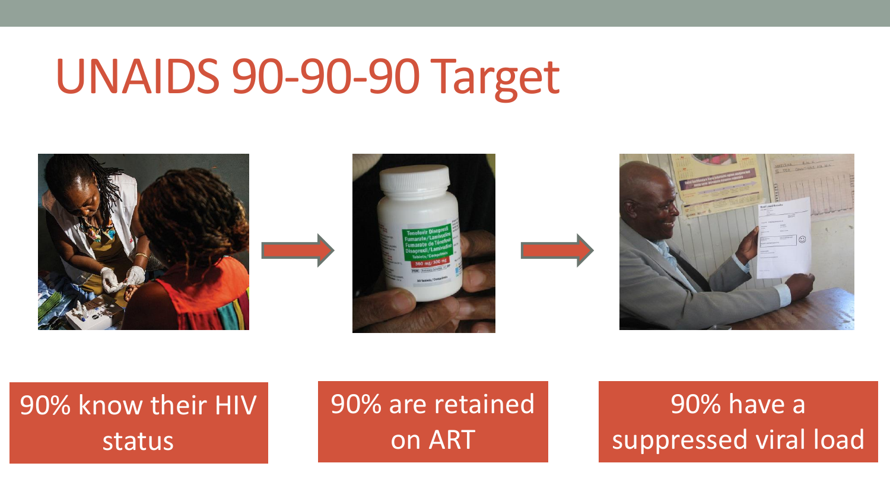# UNAIDS 90-90-90 Target

90% know their HIV status

90% are retained on ART

90% have a suppressed viral load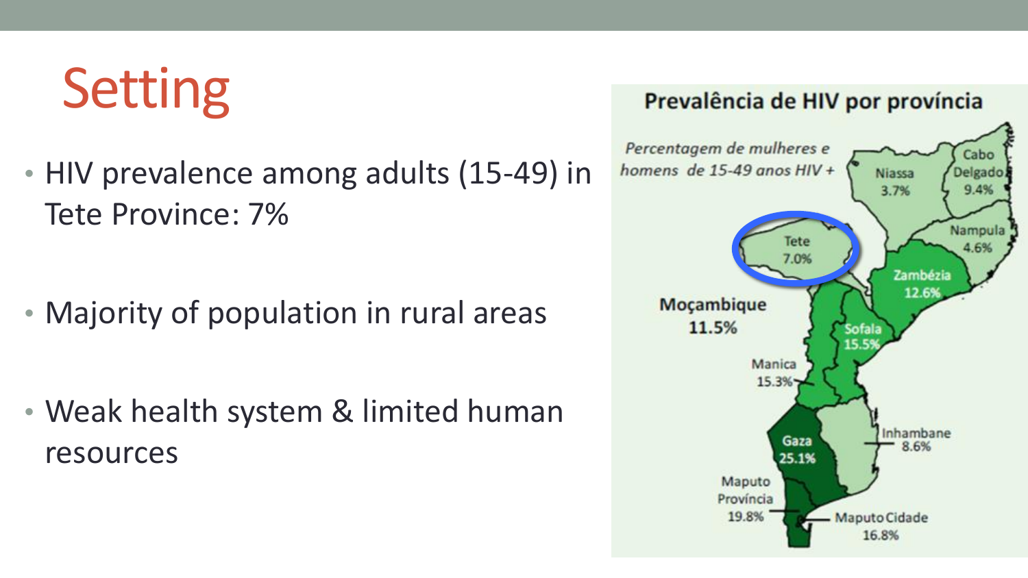# Setting

- HIV prevalence among adults (15-49) in Tete Province: 7%
- Majority of population in rural areas
- Weak health system & limited human resources

**Prevalência de HIV por província**

*Percentagem de mulheres e homens de 15-49 anos HIV +*

Moçambique 11.5%

| Província | Prevalência |
| --- | --- |
| Niassa | 3.7% |
| Cabo Delgado | 9.4% |
| Nampula | 4.6% |
| Tete | 7.0% |
| Zambézia | 12.6% |
| Sofala | 15.5% |
| Manica | 15.3% |
| Inhambane | 8.6% |
| Gaza | 25.1% |
| Maputo Província | 19.8% |
| Maputo Cidade | 16.8% |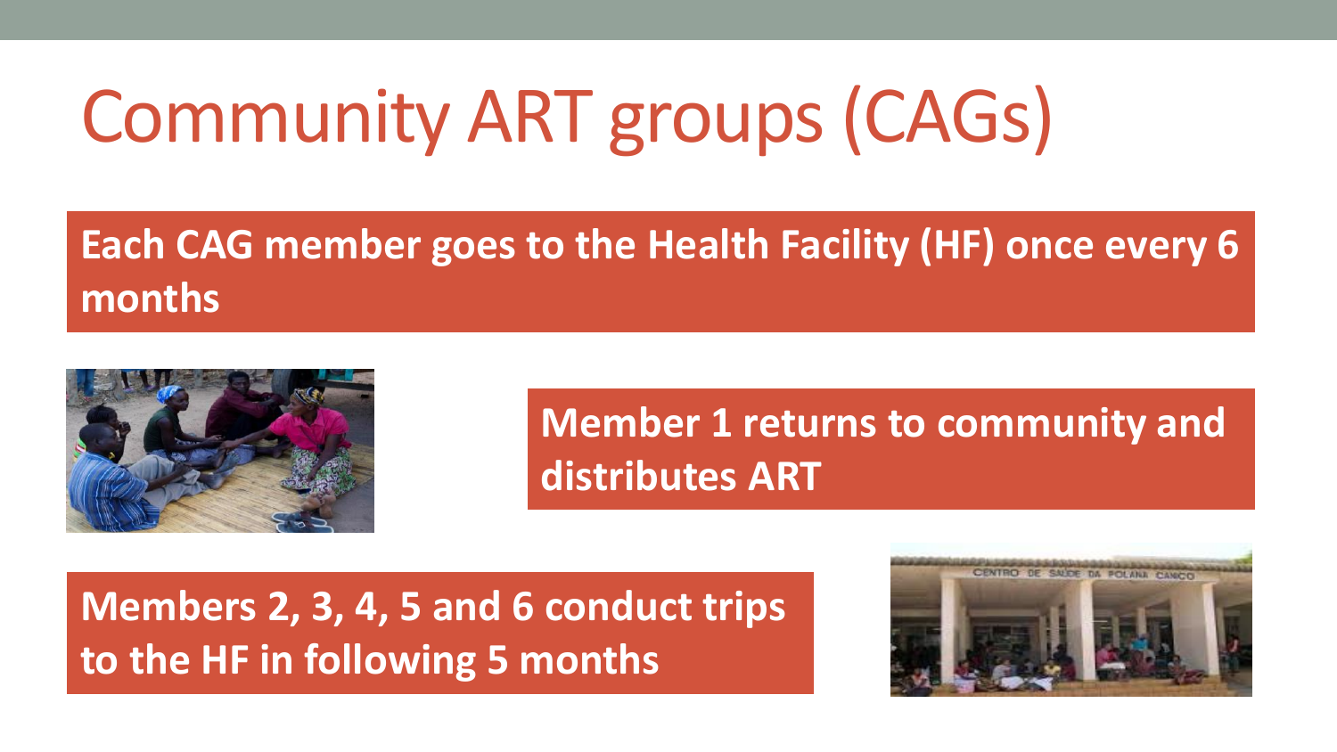# Community ART groups (CAGs)

**Each CAG member goes to the Health Facility (HF) once every 6 months**

**Member 1 returns to community and distributes ART**

**Members 2, 3, 4, 5 and 6 conduct trips to the HF in following 5 months**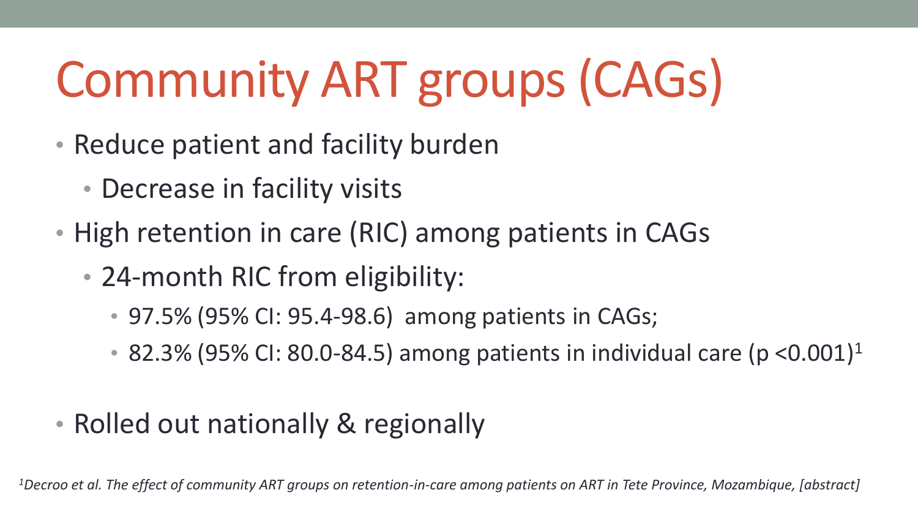# Community ART groups (CAGs)

- Reduce patient and facility burden
  - Decrease in facility visits
- High retention in care (RIC) among patients in CAGs
  - 24-month RIC from eligibility:
    - 97.5% (95% CI: 95.4-98.6) among patients in CAGs;
    - 82.3% (95% CI: 80.0-84.5) among patients in individual care ($p < 0.001$)[1]
- Rolled out nationally & regionally

*[1]Decroo et al. The effect of community ART groups on retention-in-care among patients on ART in Tete Province, Mozambique, [abstract]*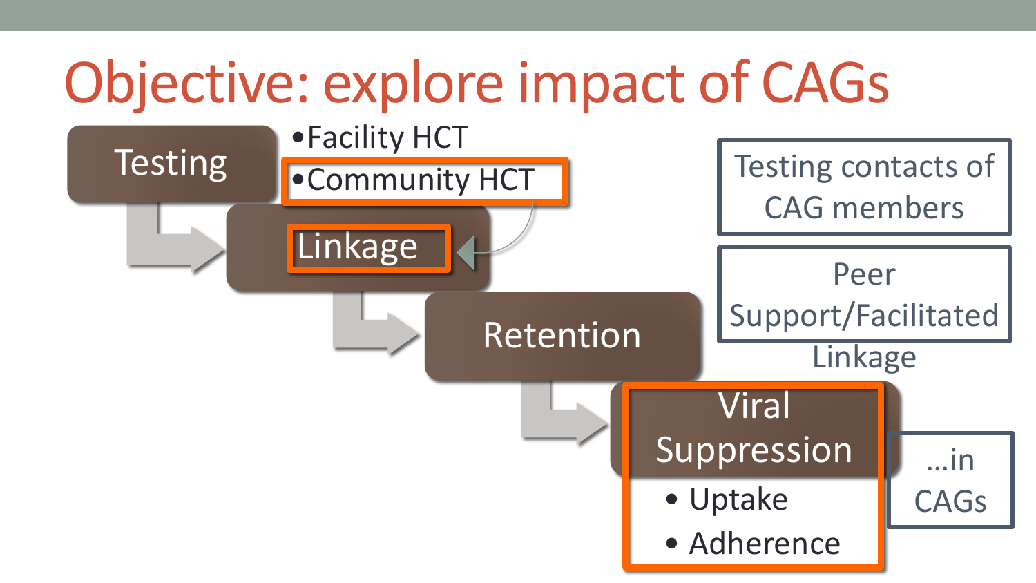# Objective: explore impact of CAGs

- Testing
  - Facility HCT
  - Community HCT
- Linkage
- Retention
- Viral Suppression
  - Uptake
  - Adherence

Testing contacts of CAG members

Peer Support/Facilitated Linkage

…in CAGs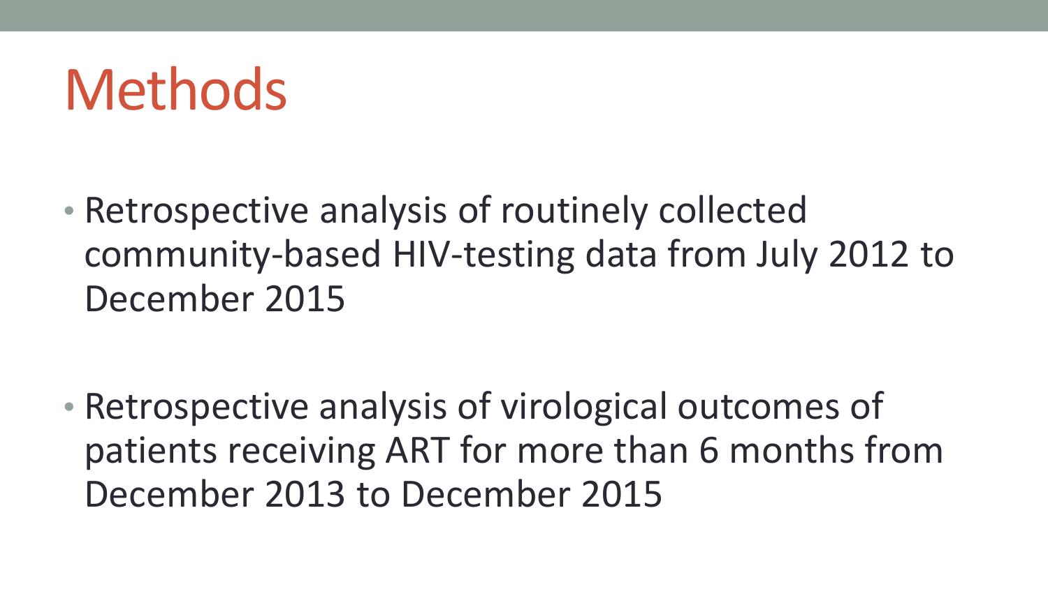# Methods

- Retrospective analysis of routinely collected community-based HIV-testing data from July 2012 to December 2015
- Retrospective analysis of virological outcomes of patients receiving ART for more than 6 months from December 2013 to December 2015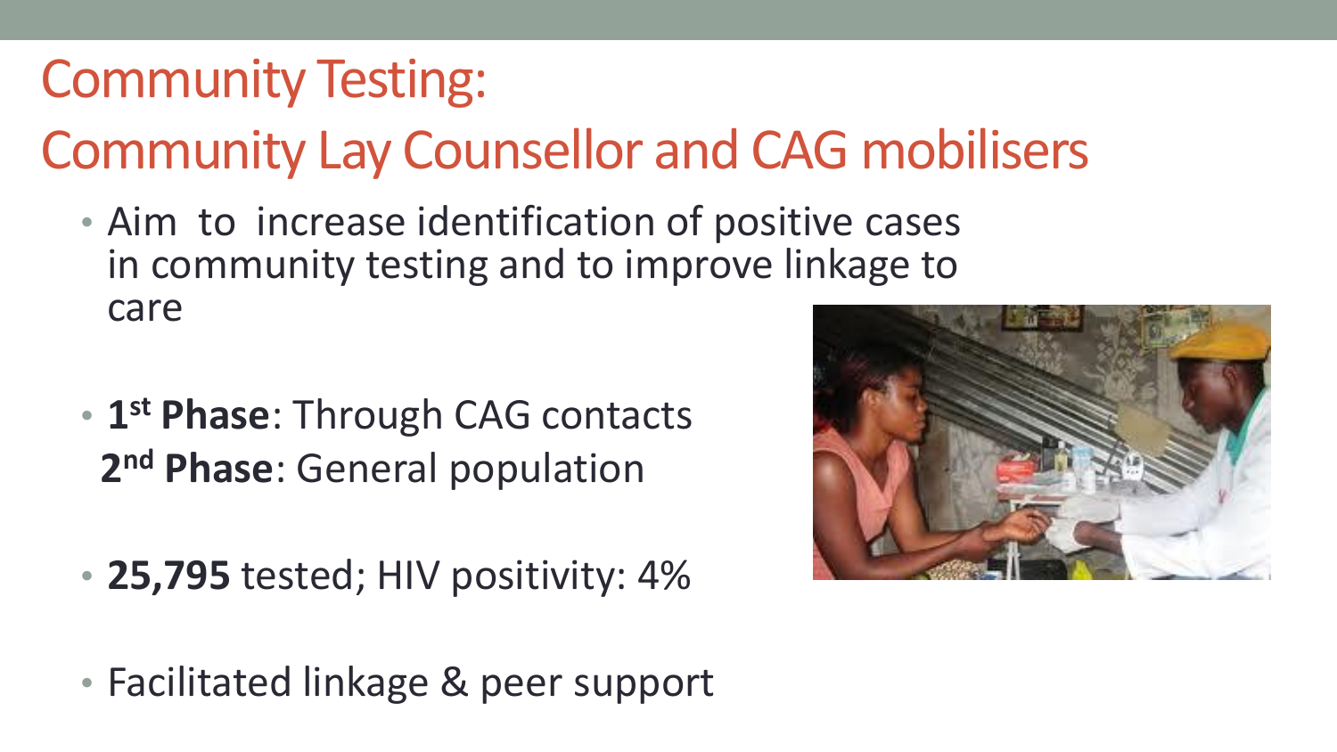# Community Testing:
# Community Lay Counsellor and CAG mobilisers

- Aim to increase identification of positive cases in community testing and to improve linkage to care
- **1st Phase**: Through CAG contacts
  **2nd Phase**: General population
- **25,795** tested; HIV positivity: 4%
- Facilitated linkage & peer support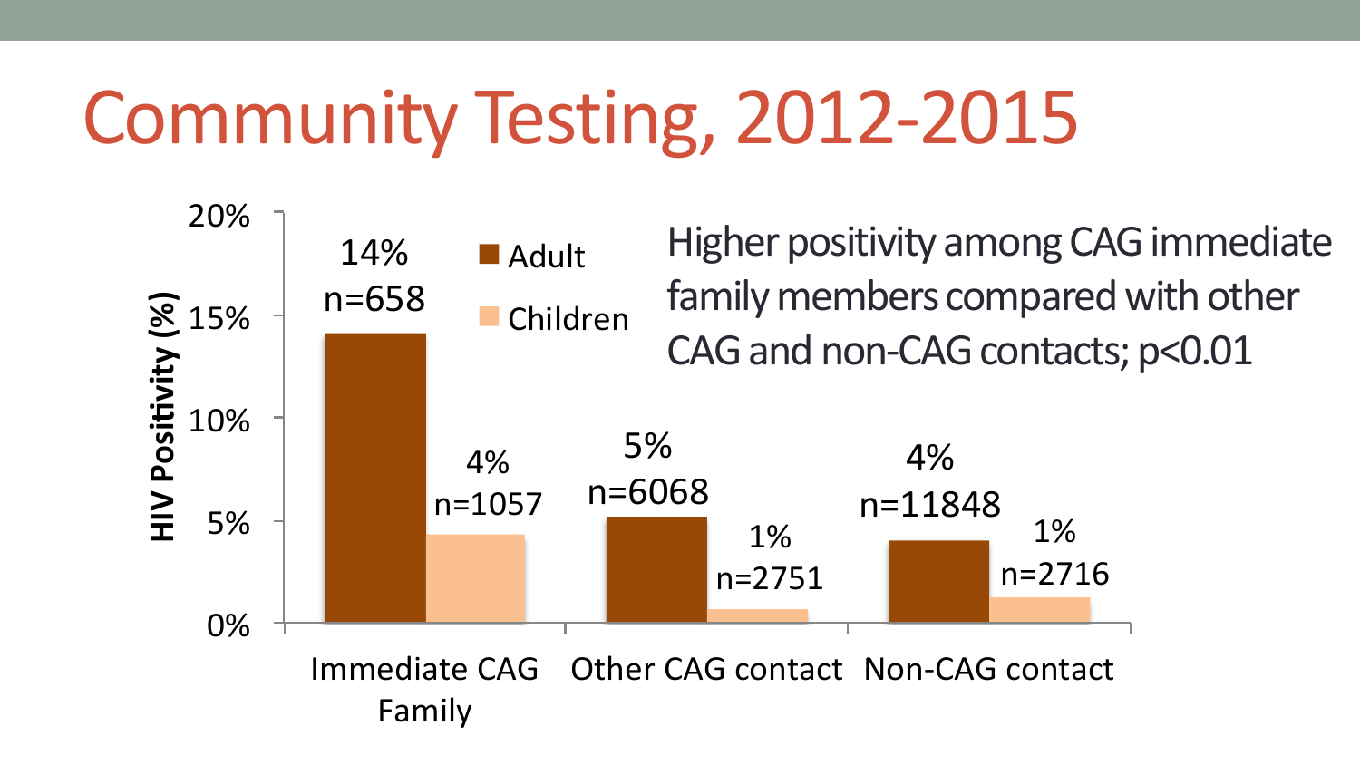# Community Testing, 2012-2015

| HIV Positivity (%) | Adult | Children |
| --- | --- | --- |
| Immediate CAG Family | 14% n=658 | 4% n=1057 |
| Other CAG contact | 5% n=6068 | 1% n=2751 |
| Non-CAG contact | 4% n=11848 | 1% n=2716 |

Higher positivity among CAG immediate family members compared with other CAG and non-CAG contacts; $p<0.01$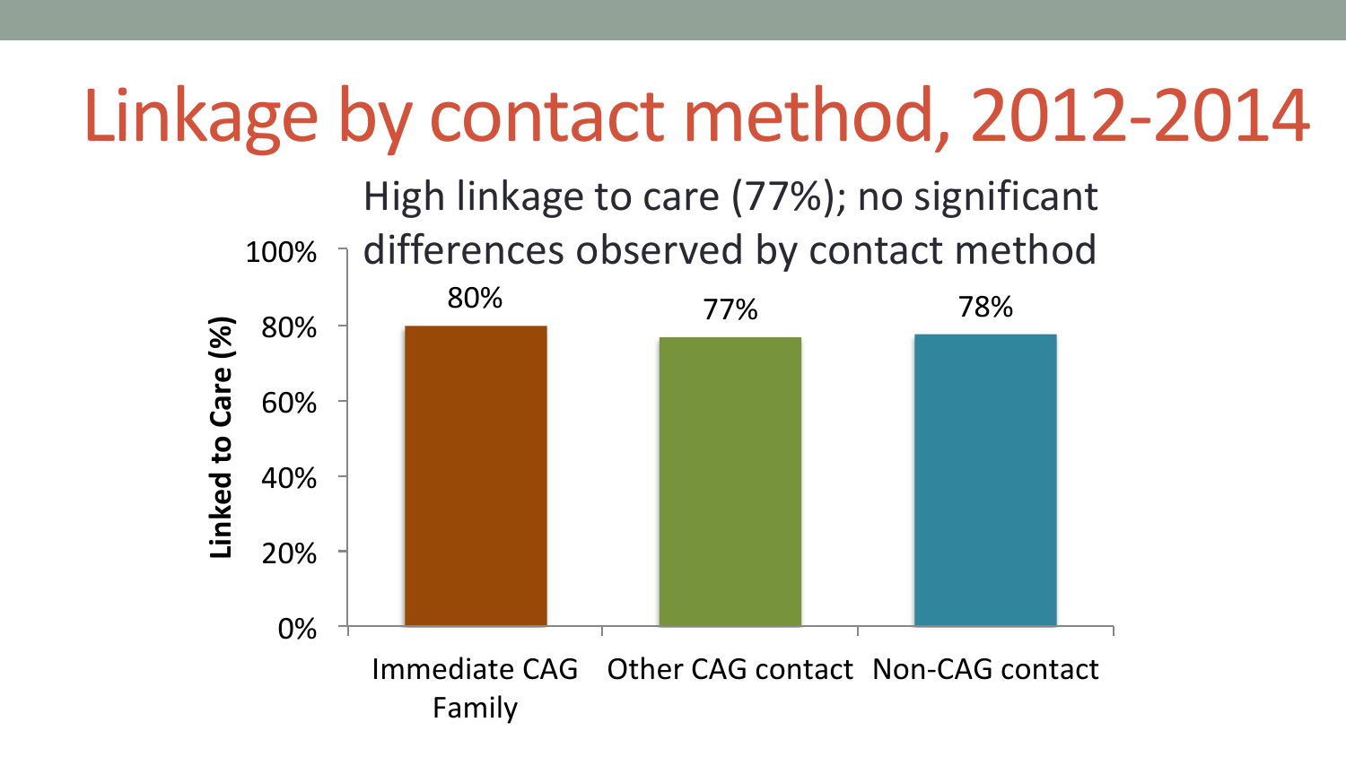# Linkage by contact method, 2012-2014

High linkage to care (77%); no significant differences observed by contact method

| Contact method | Linked to Care (%) |
| --- | --- |
| Immediate CAG Family | 80% |
| Other CAG contact | 77% |
| Non-CAG contact | 78% |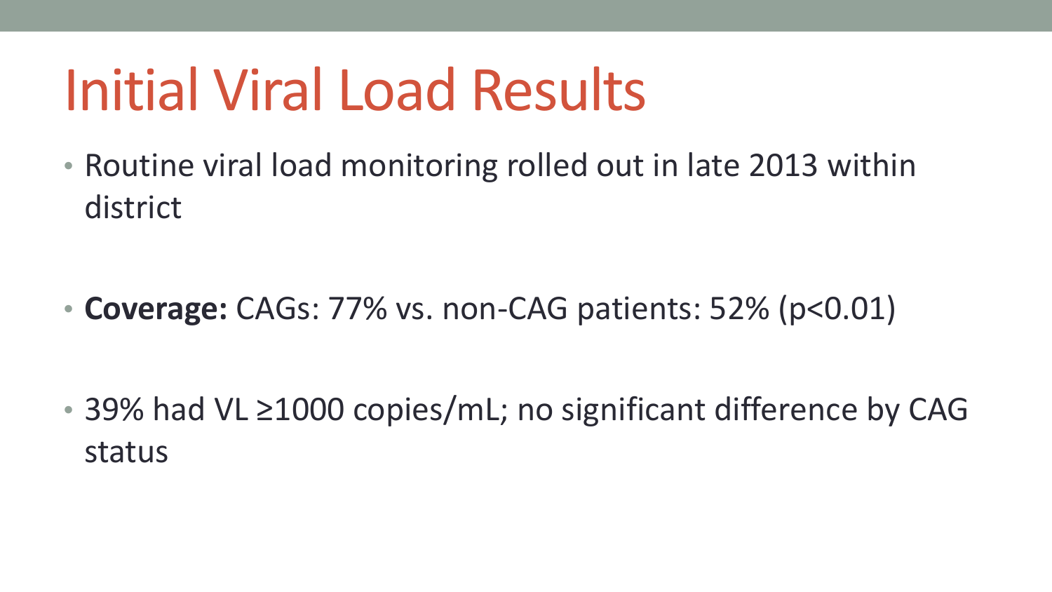# Initial Viral Load Results

- Routine viral load monitoring rolled out in late 2013 within district
- **Coverage:** CAGs: 77% vs. non-CAG patients: 52% ($p<0.01$)
- 39% had VL ≥1000 copies/mL; no significant difference by CAG status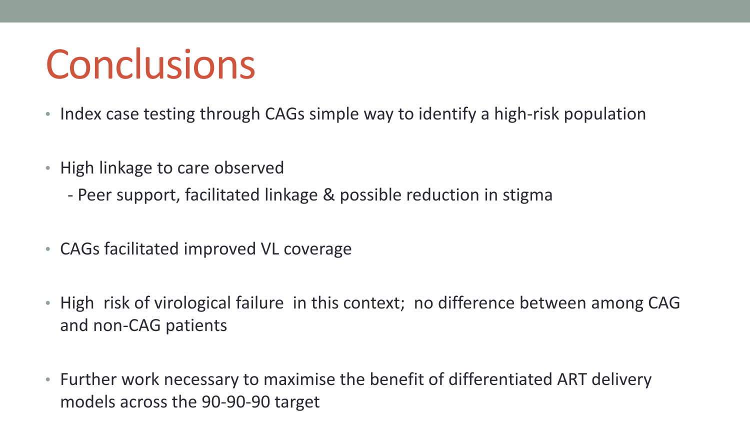# Conclusions

- Index case testing through CAGs simple way to identify a high-risk population
- High linkage to care observed
  - Peer support, facilitated linkage & possible reduction in stigma
- CAGs facilitated improved VL coverage
- High risk of virological failure in this context; no difference between among CAG and non-CAG patients
- Further work necessary to maximise the benefit of differentiated ART delivery models across the 90-90-90 target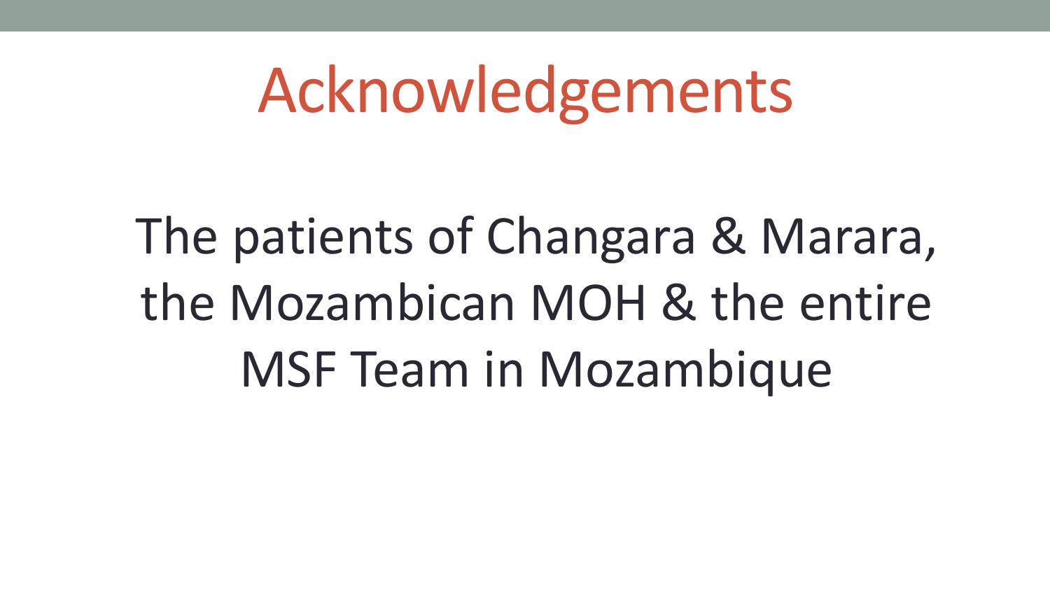# Acknowledgements

The patients of Changara & Marara, the Mozambican MOH & the entire MSF Team in Mozambique